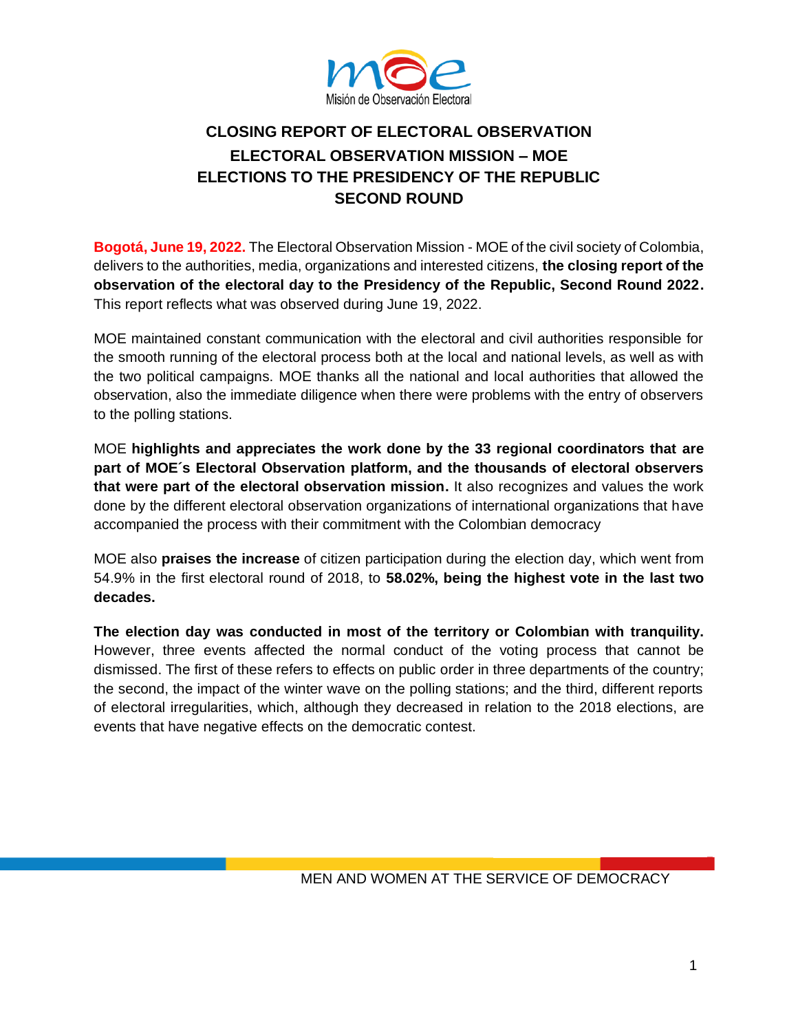# CLOSING REPORT OF ELECTORAL OBSERVATION
## ELECTORAL OBSERVATION MISSION – MOE
## ELECTIONS TO THE PRESIDENCY OF THE REPUBLIC
## SECOND ROUND

**Bogotá, June 19, 2022.** The Electoral Observation Mission - MOE of the civil society of Colombia, delivers to the authorities, media, organizations and interested citizens, **the closing report of the observation of the electoral day to the Presidency of the Republic, Second Round 2022.** This report reflects what was observed during June 19, 2022.

MOE maintained constant communication with the electoral and civil authorities responsible for the smooth running of the electoral process both at the local and national levels, as well as with the two political campaigns. MOE thanks all the national and local authorities that allowed the observation, also the immediate diligence when there were problems with the entry of observers to the polling stations.

MOE **highlights and appreciates the work done by the 33 regional coordinators that are part of MOE´s Electoral Observation platform, and the thousands of electoral observers that were part of the electoral observation mission.** It also recognizes and values the work done by the different electoral observation organizations of international organizations that have accompanied the process with their commitment with the Colombian democracy

MOE also **praises the increase** of citizen participation during the election day, which went from 54.9% in the first electoral round of 2018, to **58.02%, being the highest vote in the last two decades.**

**The election day was conducted in most of the territory or Colombian with tranquility.** However, three events affected the normal conduct of the voting process that cannot be dismissed. The first of these refers to effects on public order in three departments of the country; the second, the impact of the winter wave on the polling stations; and the third, different reports of electoral irregularities, which, although they decreased in relation to the 2018 elections, are events that have negative effects on the democratic contest.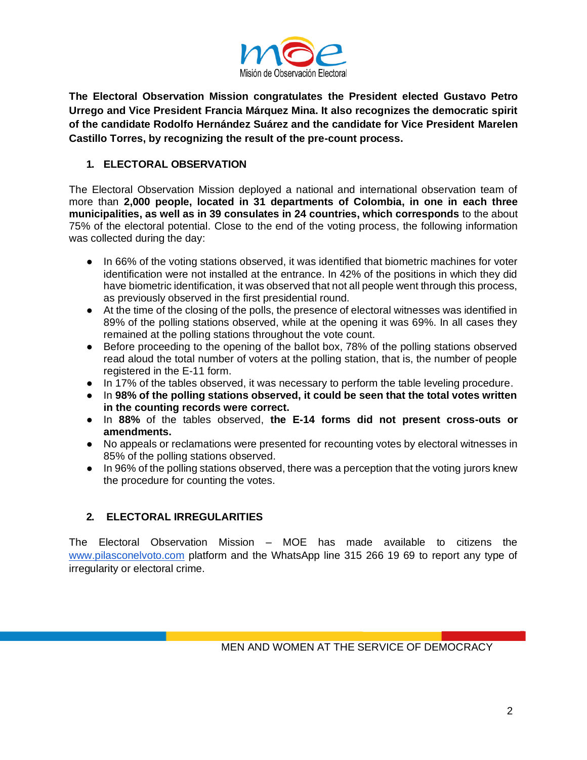**The Electoral Observation Mission congratulates the President elected Gustavo Petro Urrego and Vice President Francia Márquez Mina. It also recognizes the democratic spirit of the candidate Rodolfo Hernández Suárez and the candidate for Vice President Marelen Castillo Torres, by recognizing the result of the pre-count process.**

## 1. ELECTORAL OBSERVATION

The Electoral Observation Mission deployed a national and international observation team of more than **2,000 people, located in 31 departments of Colombia, in one in each three municipalities, as well as in 39 consulates in 24 countries, which corresponds** to the about 75% of the electoral potential. Close to the end of the voting process, the following information was collected during the day:

- In 66% of the voting stations observed, it was identified that biometric machines for voter identification were not installed at the entrance. In 42% of the positions in which they did have biometric identification, it was observed that not all people went through this process, as previously observed in the first presidential round.
- At the time of the closing of the polls, the presence of electoral witnesses was identified in 89% of the polling stations observed, while at the opening it was 69%. In all cases they remained at the polling stations throughout the vote count.
- Before proceeding to the opening of the ballot box, 78% of the polling stations observed read aloud the total number of voters at the polling station, that is, the number of people registered in the E-11 form.
- In 17% of the tables observed, it was necessary to perform the table leveling procedure.
- In **98% of the polling stations observed, it could be seen that the total votes written in the counting records were correct.**
- In **88%** of the tables observed, **the E-14 forms did not present cross-outs or amendments.**
- No appeals or reclamations were presented for recounting votes by electoral witnesses in 85% of the polling stations observed.
- In 96% of the polling stations observed, there was a perception that the voting jurors knew the procedure for counting the votes.

## 2. ELECTORAL IRREGULARITIES

The Electoral Observation Mission – MOE has made available to citizens the www.pilasconelvoto.com platform and the WhatsApp line 315 266 19 69 to report any type of irregularity or electoral crime.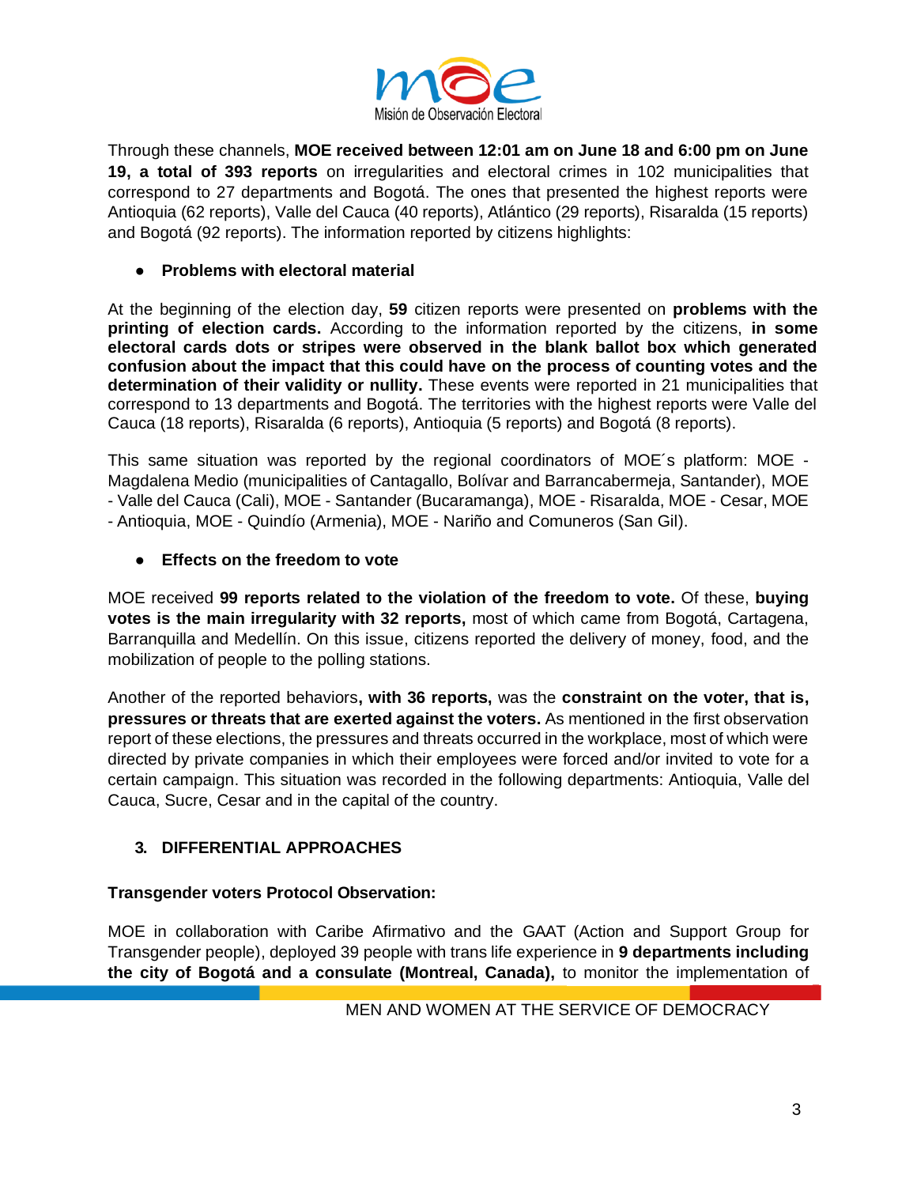Through these channels, **MOE received between 12:01 am on June 18 and 6:00 pm on June 19, a total of 393 reports** on irregularities and electoral crimes in 102 municipalities that correspond to 27 departments and Bogotá. The ones that presented the highest reports were Antioquia (62 reports), Valle del Cauca (40 reports), Atlántico (29 reports), Risaralda (15 reports) and Bogotá (92 reports). The information reported by citizens highlights:

- **Problems with electoral material**

At the beginning of the election day, **59** citizen reports were presented on **problems with the printing of election cards.** According to the information reported by the citizens, **in some electoral cards dots or stripes were observed in the blank ballot box which generated confusion about the impact that this could have on the process of counting votes and the determination of their validity or nullity.** These events were reported in 21 municipalities that correspond to 13 departments and Bogotá. The territories with the highest reports were Valle del Cauca (18 reports), Risaralda (6 reports), Antioquia (5 reports) and Bogotá (8 reports).

This same situation was reported by the regional coordinators of MOE´s platform: MOE - Magdalena Medio (municipalities of Cantagallo, Bolívar and Barrancabermeja, Santander), MOE - Valle del Cauca (Cali), MOE - Santander (Bucaramanga), MOE - Risaralda, MOE - Cesar, MOE - Antioquia, MOE - Quindío (Armenia), MOE - Nariño and Comuneros (San Gil).

- **Effects on the freedom to vote**

MOE received **99 reports related to the violation of the freedom to vote.** Of these, **buying votes is the main irregularity with 32 reports,** most of which came from Bogotá, Cartagena, Barranquilla and Medellín. On this issue, citizens reported the delivery of money, food, and the mobilization of people to the polling stations.

Another of the reported behaviors**, with 36 reports,** was the **constraint on the voter, that is, pressures or threats that are exerted against the voters.** As mentioned in the first observation report of these elections, the pressures and threats occurred in the workplace, most of which were directed by private companies in which their employees were forced and/or invited to vote for a certain campaign. This situation was recorded in the following departments: Antioquia, Valle del Cauca, Sucre, Cesar and in the capital of the country.

## 3. DIFFERENTIAL APPROACHES

**Transgender voters Protocol Observation:**

MOE in collaboration with Caribe Afirmativo and the GAAT (Action and Support Group for Transgender people), deployed 39 people with trans life experience in **9 departments including the city of Bogotá and a consulate (Montreal, Canada),** to monitor the implementation of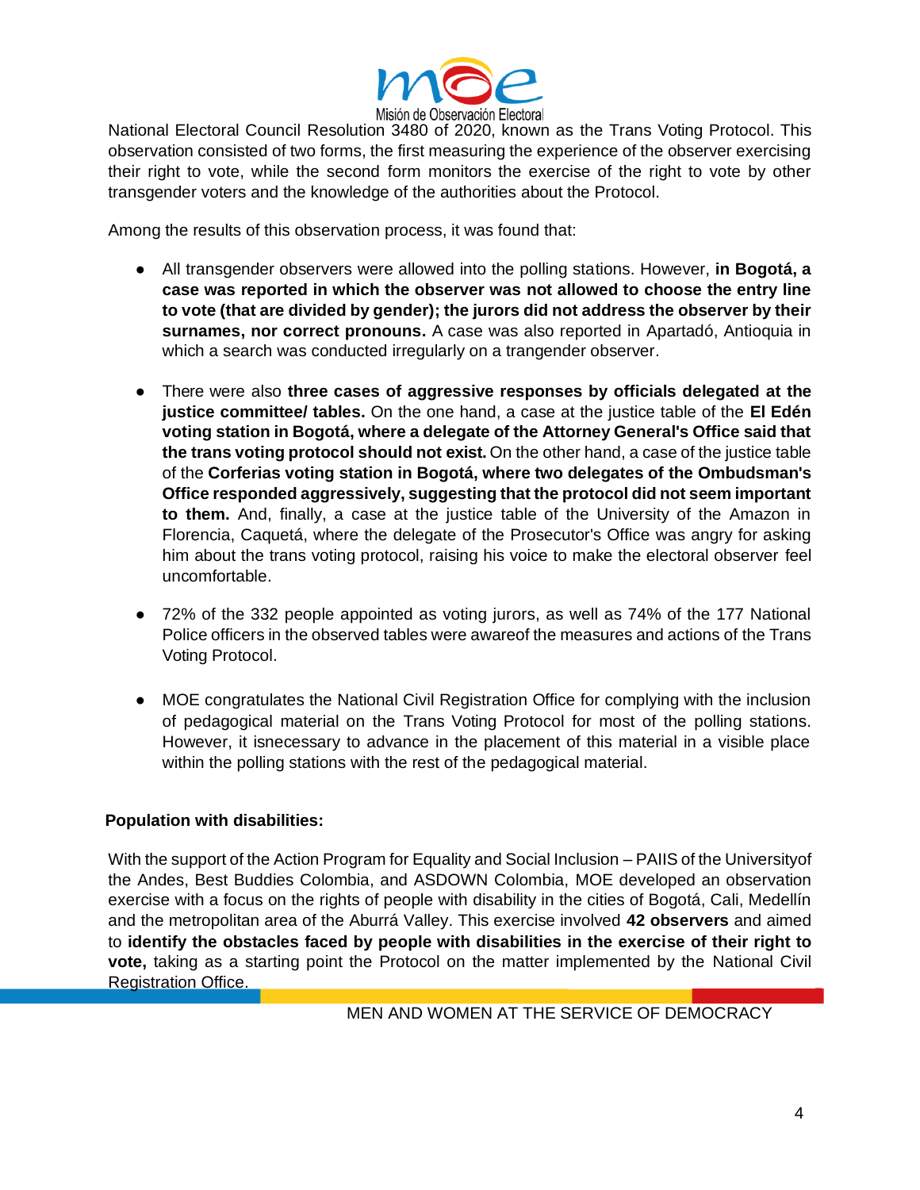National Electoral Council Resolution 3480 of 2020, known as the Trans Voting Protocol. This observation consisted of two forms, the first measuring the experience of the observer exercising their right to vote, while the second form monitors the exercise of the right to vote by other transgender voters and the knowledge of the authorities about the Protocol.

Among the results of this observation process, it was found that:

- All transgender observers were allowed into the polling stations. However, **in Bogotá, a case was reported in which the observer was not allowed to choose the entry line to vote (that are divided by gender); the jurors did not address the observer by their surnames, nor correct pronouns.** A case was also reported in Apartadó, Antioquia in which a search was conducted irregularly on a trangender observer.

- There were also **three cases of aggressive responses by officials delegated at the justice committee/ tables.** On the one hand, a case at the justice table of the **El Edén voting station in Bogotá, where a delegate of the Attorney General's Office said that the trans voting protocol should not exist.** On the other hand, a case of the justice table of the **Corferias voting station in Bogotá, where two delegates of the Ombudsman's Office responded aggressively, suggesting that the protocol did not seem important to them.** And, finally, a case at the justice table of the University of the Amazon in Florencia, Caquetá, where the delegate of the Prosecutor's Office was angry for asking him about the trans voting protocol, raising his voice to make the electoral observer feel uncomfortable.

- 72% of the 332 people appointed as voting jurors, as well as 74% of the 177 National Police officers in the observed tables were awareof the measures and actions of the Trans Voting Protocol.

- MOE congratulates the National Civil Registration Office for complying with the inclusion of pedagogical material on the Trans Voting Protocol for most of the polling stations. However, it isnecessary to advance in the placement of this material in a visible place within the polling stations with the rest of the pedagogical material.

**Population with disabilities:**

With the support of the Action Program for Equality and Social Inclusion – PAIIS of the Universityof the Andes, Best Buddies Colombia, and ASDOWN Colombia, MOE developed an observation exercise with a focus on the rights of people with disability in the cities of Bogotá, Cali, Medellín and the metropolitan area of the Aburrá Valley. This exercise involved **42 observers** and aimed to **identify the obstacles faced by people with disabilities in the exercise of their right to vote,** taking as a starting point the Protocol on the matter implemented by the National Civil Registration Office.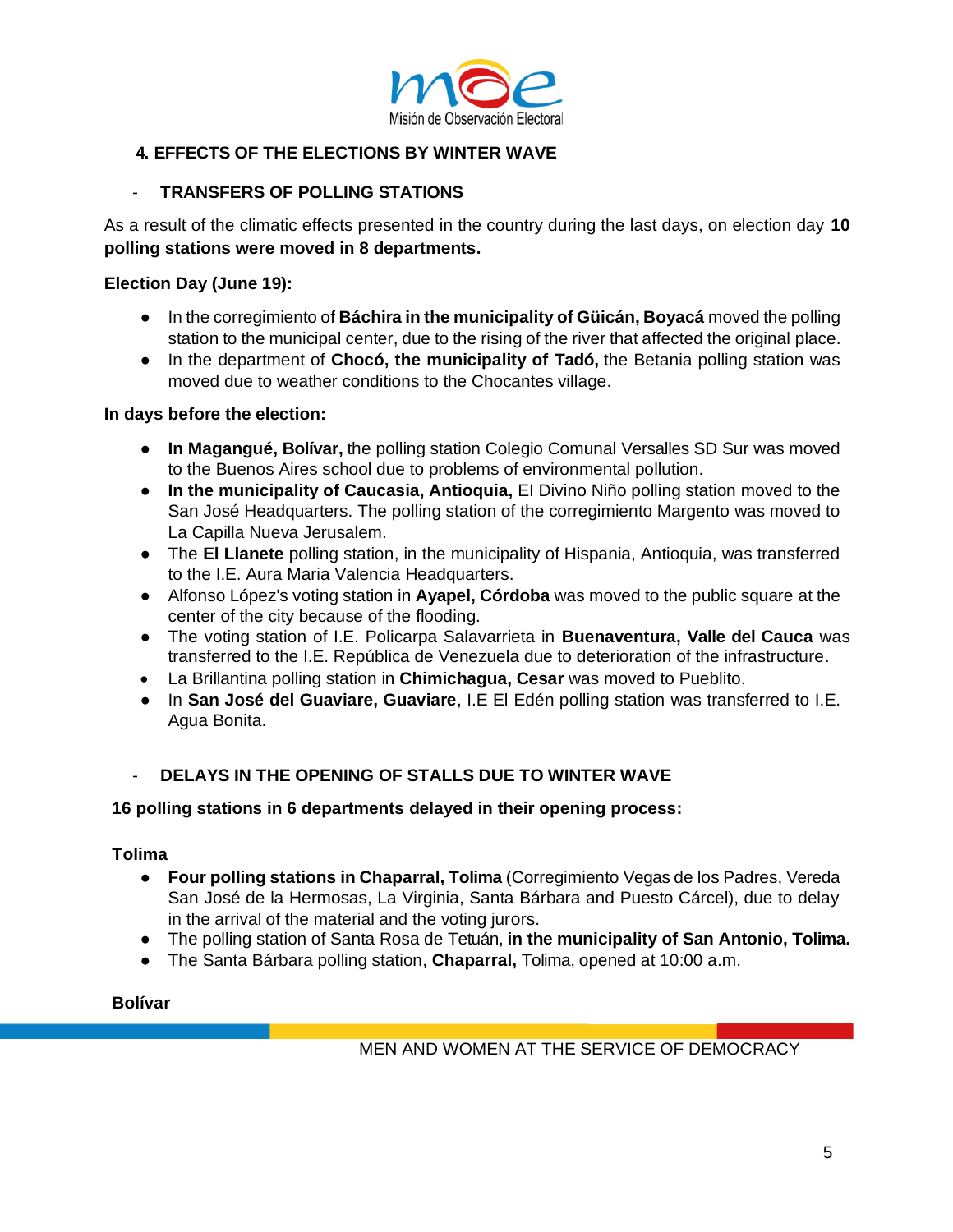## 4. EFFECTS OF THE ELECTIONS BY WINTER WAVE

### - TRANSFERS OF POLLING STATIONS

As a result of the climatic effects presented in the country during the last days, on election day **10 polling stations were moved in 8 departments.**

**Election Day (June 19):**

- In the corregimiento of **Báchira in the municipality of Güicán, Boyacá** moved the polling station to the municipal center, due to the rising of the river that affected the original place.
- In the department of **Chocó, the municipality of Tadó,** the Betania polling station was moved due to weather conditions to the Chocantes village.

**In days before the election:**

- **In Magangué, Bolívar,** the polling station Colegio Comunal Versalles SD Sur was moved to the Buenos Aires school due to problems of environmental pollution.
- **In the municipality of Caucasia, Antioquia,** El Divino Niño polling station moved to the San José Headquarters. The polling station of the corregimiento Margento was moved to La Capilla Nueva Jerusalem.
- The **El Llanete** polling station, in the municipality of Hispania, Antioquia, was transferred to the I.E. Aura Maria Valencia Headquarters.
- Alfonso López's voting station in **Ayapel, Córdoba** was moved to the public square at the center of the city because of the flooding.
- The voting station of I.E. Policarpa Salavarrieta in **Buenaventura, Valle del Cauca** was transferred to the I.E. República de Venezuela due to deterioration of the infrastructure.
- La Brillantina polling station in **Chimichagua, Cesar** was moved to Pueblito.
- In **San José del Guaviare, Guaviare**, I.E El Edén polling station was transferred to I.E. Agua Bonita.

### - DELAYS IN THE OPENING OF STALLS DUE TO WINTER WAVE

**16 polling stations in 6 departments delayed in their opening process:**

**Tolima**

- **Four polling stations in Chaparral, Tolima** (Corregimiento Vegas de los Padres, Vereda San José de la Hermosas, La Virginia, Santa Bárbara and Puesto Cárcel), due to delay in the arrival of the material and the voting jurors.
- The polling station of Santa Rosa de Tetuán, **in the municipality of San Antonio, Tolima.**
- The Santa Bárbara polling station, **Chaparral,** Tolima, opened at 10:00 a.m.

**Bolívar**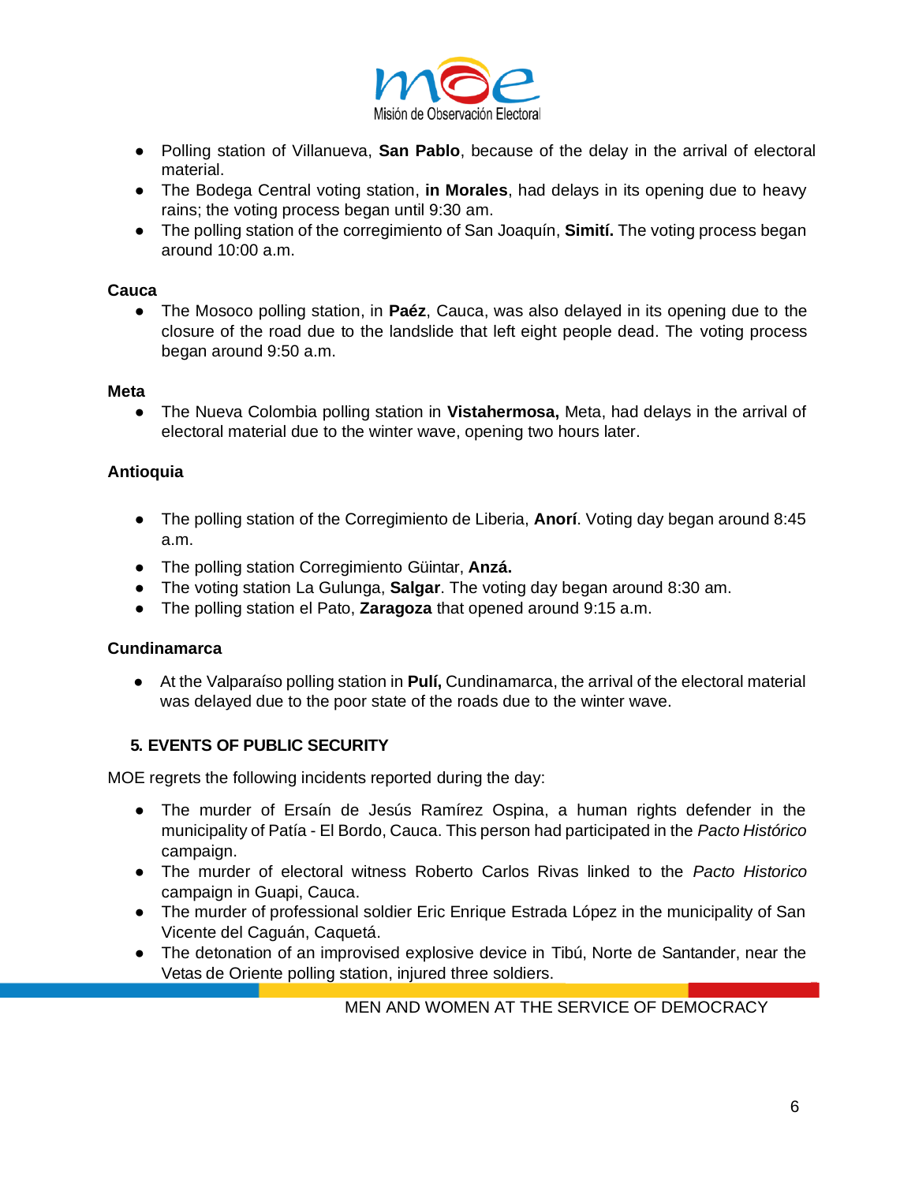- Polling station of Villanueva, **San Pablo**, because of the delay in the arrival of electoral material.
- The Bodega Central voting station, **in Morales**, had delays in its opening due to heavy rains; the voting process began until 9:30 am.
- The polling station of the corregimiento of San Joaquín, **Simití.** The voting process began around 10:00 a.m.

**Cauca**

- The Mosoco polling station, in **Paéz**, Cauca, was also delayed in its opening due to the closure of the road due to the landslide that left eight people dead. The voting process began around 9:50 a.m.

**Meta**

- The Nueva Colombia polling station in **Vistahermosa,** Meta, had delays in the arrival of electoral material due to the winter wave, opening two hours later.

**Antioquia**

- The polling station of the Corregimiento de Liberia, **Anorí**. Voting day began around 8:45 a.m.
- The polling station Corregimiento Güintar, **Anzá.**
- The voting station La Gulunga, **Salgar**. The voting day began around 8:30 am.
- The polling station el Pato, **Zaragoza** that opened around 9:15 a.m.

**Cundinamarca**

- At the Valparaíso polling station in **Pulí,** Cundinamarca, the arrival of the electoral material was delayed due to the poor state of the roads due to the winter wave.

## 5. EVENTS OF PUBLIC SECURITY

MOE regrets the following incidents reported during the day:

- The murder of Ersaín de Jesús Ramírez Ospina, a human rights defender in the municipality of Patía - El Bordo, Cauca. This person had participated in the *Pacto Histórico* campaign.
- The murder of electoral witness Roberto Carlos Rivas linked to the *Pacto Historico* campaign in Guapi, Cauca.
- The murder of professional soldier Eric Enrique Estrada López in the municipality of San Vicente del Caguán, Caquetá.
- The detonation of an improvised explosive device in Tibú, Norte de Santander, near the Vetas de Oriente polling station, injured three soldiers.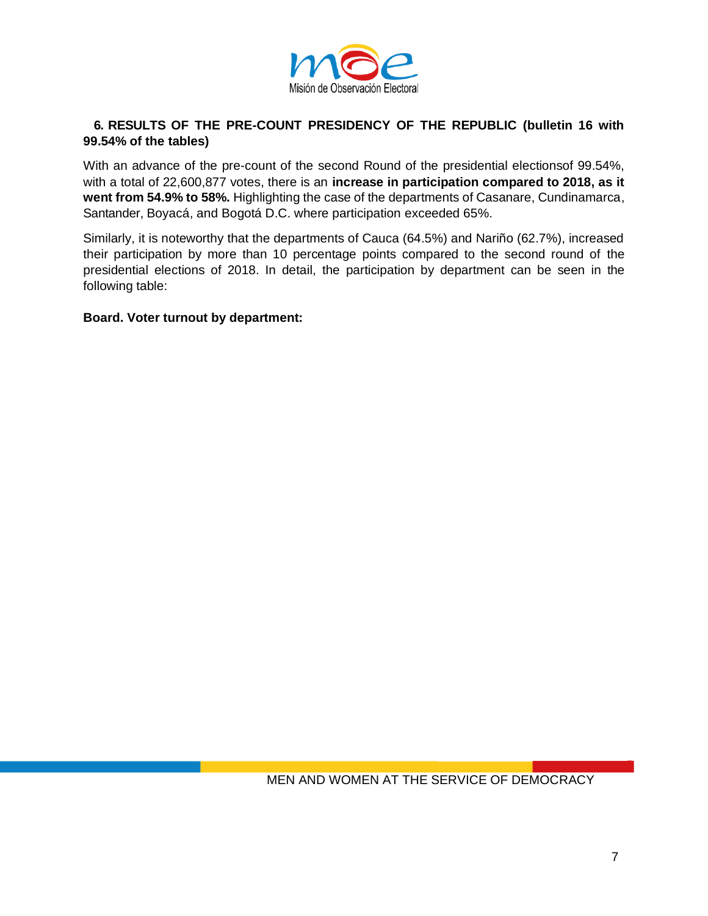## 6. RESULTS OF THE PRE-COUNT PRESIDENCY OF THE REPUBLIC (bulletin 16 with 99.54% of the tables)

With an advance of the pre-count of the second Round of the presidential electionsof 99.54%, with a total of 22,600,877 votes, there is an **increase in participation compared to 2018, as it went from 54.9% to 58%.** Highlighting the case of the departments of Casanare, Cundinamarca, Santander, Boyacá, and Bogotá D.C. where participation exceeded 65%.

Similarly, it is noteworthy that the departments of Cauca (64.5%) and Nariño (62.7%), increased their participation by more than 10 percentage points compared to the second round of the presidential elections of 2018. In detail, the participation by department can be seen in the following table:

**Board. Voter turnout by department:**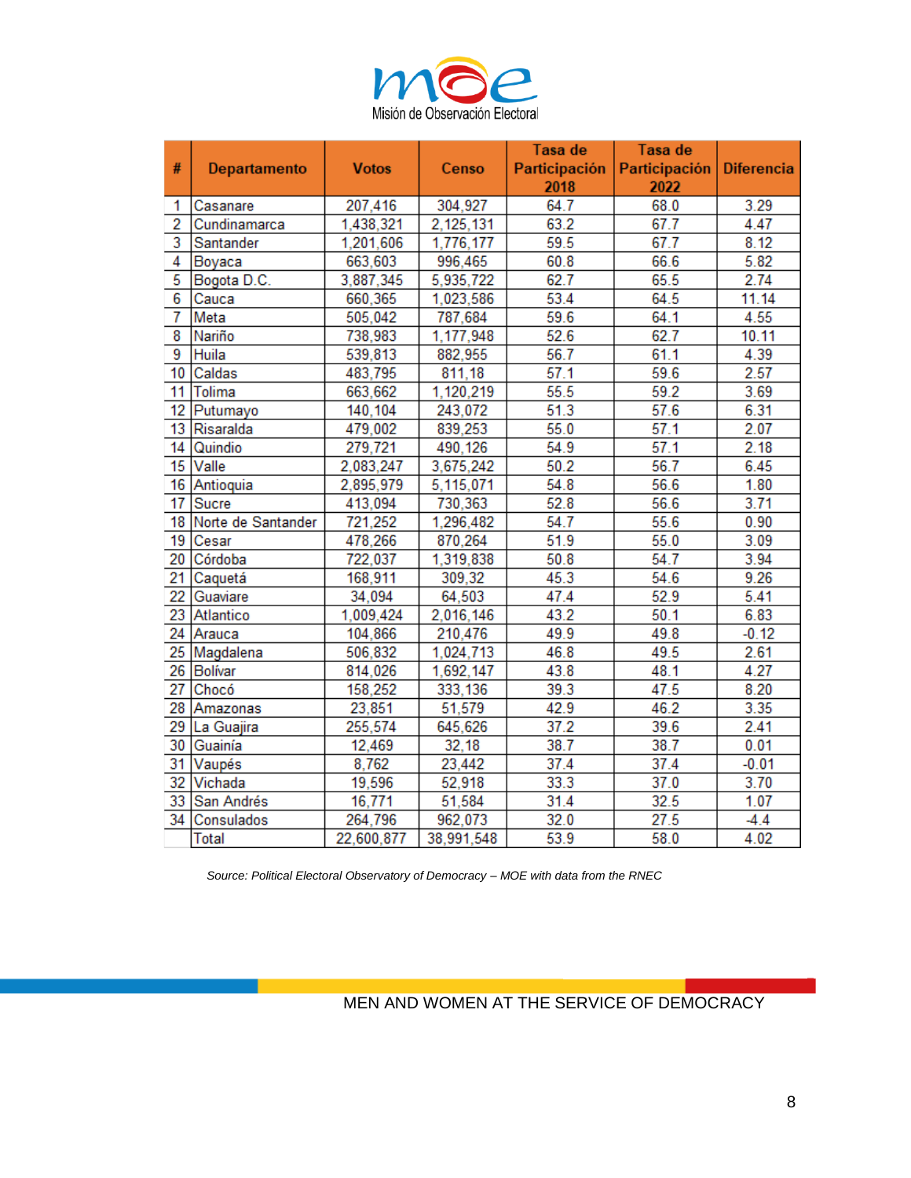| # | Departamento | Votos | Censo | Tasa de Participación 2018 | Tasa de Participación 2022 | Diferencia |
|---|---|---|---|---|---|---|
| 1 | Casanare | 207,416 | 304,927 | 64.7 | 68.0 | 3.29 |
| 2 | Cundinamarca | 1,438,321 | 2,125,131 | 63.2 | 67.7 | 4.47 |
| 3 | Santander | 1,201,606 | 1,776,177 | 59.5 | 67.7 | 8.12 |
| 4 | Boyaca | 663,603 | 996,465 | 60.8 | 66.6 | 5.82 |
| 5 | Bogota D.C. | 3,887,345 | 5,935,722 | 62.7 | 65.5 | 2.74 |
| 6 | Cauca | 660,365 | 1,023,586 | 53.4 | 64.5 | 11.14 |
| 7 | Meta | 505,042 | 787,684 | 59.6 | 64.1 | 4.55 |
| 8 | Nariño | 738,983 | 1,177,948 | 52.6 | 62.7 | 10.11 |
| 9 | Huila | 539,813 | 882,955 | 56.7 | 61.1 | 4.39 |
| 10 | Caldas | 483,795 | 811,18 | 57.1 | 59.6 | 2.57 |
| 11 | Tolima | 663,662 | 1,120,219 | 55.5 | 59.2 | 3.69 |
| 12 | Putumayo | 140,104 | 243,072 | 51.3 | 57.6 | 6.31 |
| 13 | Risaralda | 479,002 | 839,253 | 55.0 | 57.1 | 2.07 |
| 14 | Quindio | 279,721 | 490,126 | 54.9 | 57.1 | 2.18 |
| 15 | Valle | 2,083,247 | 3,675,242 | 50.2 | 56.7 | 6.45 |
| 16 | Antioquia | 2,895,979 | 5,115,071 | 54.8 | 56.6 | 1.80 |
| 17 | Sucre | 413,094 | 730,363 | 52.8 | 56.6 | 3.71 |
| 18 | Norte de Santander | 721,252 | 1,296,482 | 54.7 | 55.6 | 0.90 |
| 19 | Cesar | 478,266 | 870,264 | 51.9 | 55.0 | 3.09 |
| 20 | Córdoba | 722,037 | 1,319,838 | 50.8 | 54.7 | 3.94 |
| 21 | Caquetá | 168,911 | 309,32 | 45.3 | 54.6 | 9.26 |
| 22 | Guaviare | 34,094 | 64,503 | 47.4 | 52.9 | 5.41 |
| 23 | Atlantico | 1,009,424 | 2,016,146 | 43.2 | 50.1 | 6.83 |
| 24 | Arauca | 104,866 | 210,476 | 49.9 | 49.8 | -0.12 |
| 25 | Magdalena | 506,832 | 1,024,713 | 46.8 | 49.5 | 2.61 |
| 26 | Bolívar | 814,026 | 1,692,147 | 43.8 | 48.1 | 4.27 |
| 27 | Chocó | 158,252 | 333,136 | 39.3 | 47.5 | 8.20 |
| 28 | Amazonas | 23,851 | 51,579 | 42.9 | 46.2 | 3.35 |
| 29 | La Guajira | 255,574 | 645,626 | 37.2 | 39.6 | 2.41 |
| 30 | Guainía | 12,469 | 32,18 | 38.7 | 38.7 | 0.01 |
| 31 | Vaupés | 8,762 | 23,442 | 37.4 | 37.4 | -0.01 |
| 32 | Vichada | 19,596 | 52,918 | 33.3 | 37.0 | 3.70 |
| 33 | San Andrés | 16,771 | 51,584 | 31.4 | 32.5 | 1.07 |
| 34 | Consulados | 264,796 | 962,073 | 32.0 | 27.5 | -4.4 |
| | Total | 22,600,877 | 38,991,548 | 53.9 | 58.0 | 4.02 |

*Source: Political Electoral Observatory of Democracy – MOE with data from the RNEC*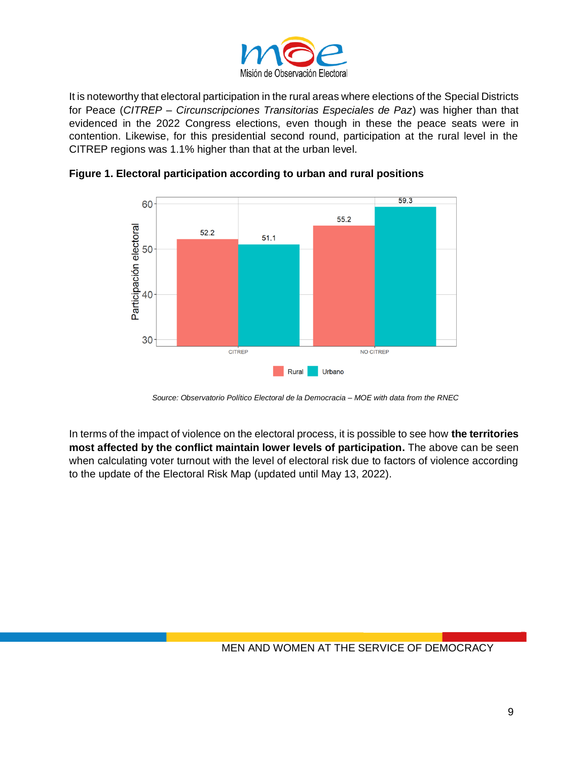It is noteworthy that electoral participation in the rural areas where elections of the Special Districts for Peace (*CITREP – Circunscripciones Transitorias Especiales de Paz*) was higher than that evidenced in the 2022 Congress elections, even though in these the peace seats were in contention. Likewise, for this presidential second round, participation at the rural level in the CITREP regions was 1.1% higher than that at the urban level.

**Figure 1. Electoral participation according to urban and rural positions**

Participación electoral

60
50
40
30

52.2
51.1
55.2
59.3

CITREP
NO CITREP

Rural
Urbano

*Source: Observatorio Político Electoral de la Democracia – MOE with data from the RNEC*

In terms of the impact of violence on the electoral process, it is possible to see how **the territories most affected by the conflict maintain lower levels of participation.** The above can be seen when calculating voter turnout with the level of electoral risk due to factors of violence according to the update of the Electoral Risk Map (updated until May 13, 2022).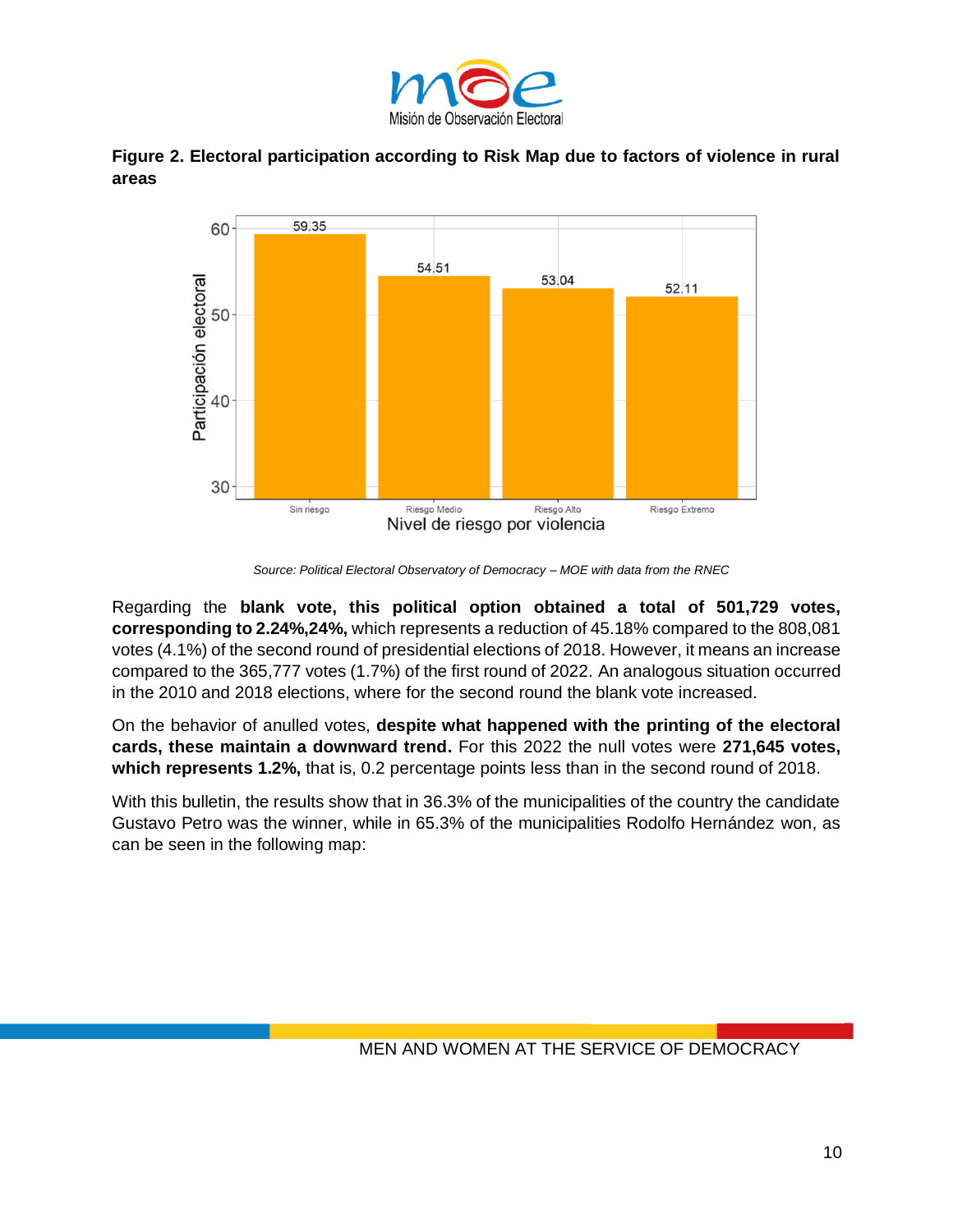**Figure 2. Electoral participation according to Risk Map due to factors of violence in rural areas**

Participación electoral

60
50
40
30

59.35
54.51
53.04
52.11

Sin riesgo
Riesgo Medio
Riesgo Alto
Riesgo Extremo

Nivel de riesgo por violencia

*Source: Political Electoral Observatory of Democracy – MOE with data from the RNEC*

Regarding the **blank vote, this political option obtained a total of 501,729 votes, corresponding to 2.24%,24%,** which represents a reduction of 45.18% compared to the 808,081 votes (4.1%) of the second round of presidential elections of 2018. However, it means an increase compared to the 365,777 votes (1.7%) of the first round of 2022. An analogous situation occurred in the 2010 and 2018 elections, where for the second round the blank vote increased.

On the behavior of anulled votes, **despite what happened with the printing of the electoral cards, these maintain a downward trend.** For this 2022 the null votes were **271,645 votes, which represents 1.2%,** that is, 0.2 percentage points less than in the second round of 2018.

With this bulletin, the results show that in 36.3% of the municipalities of the country the candidate Gustavo Petro was the winner, while in 65.3% of the municipalities Rodolfo Hernández won, as can be seen in the following map: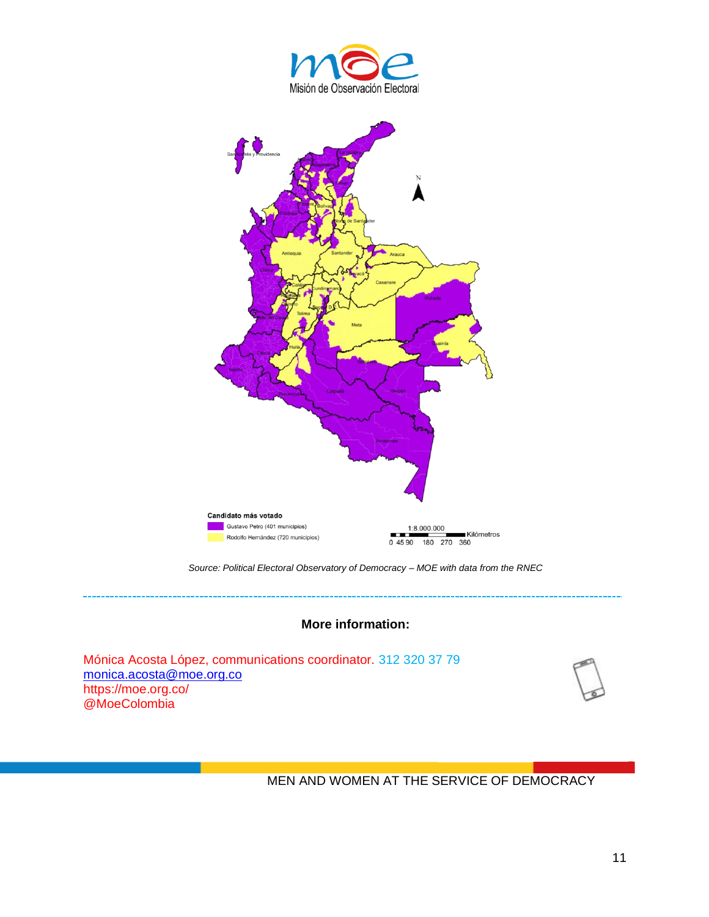Misión de Observación Electoral

Candidato más votado

Gustavo Petro (401 municipios)

Rodolfo Hernández (720 municipios)

1:8.000.000

0 45 90 180 270 360

Kilómetros

*Source: Political Electoral Observatory of Democracy – MOE with data from the RNEC*

---

**More information:**

Mónica Acosta López, communications coordinator. 312 320 37 79
monica.acosta@moe.org.co
https://moe.org.co/
@MoeColombia

MEN AND WOMEN AT THE SERVICE OF DEMOCRACY